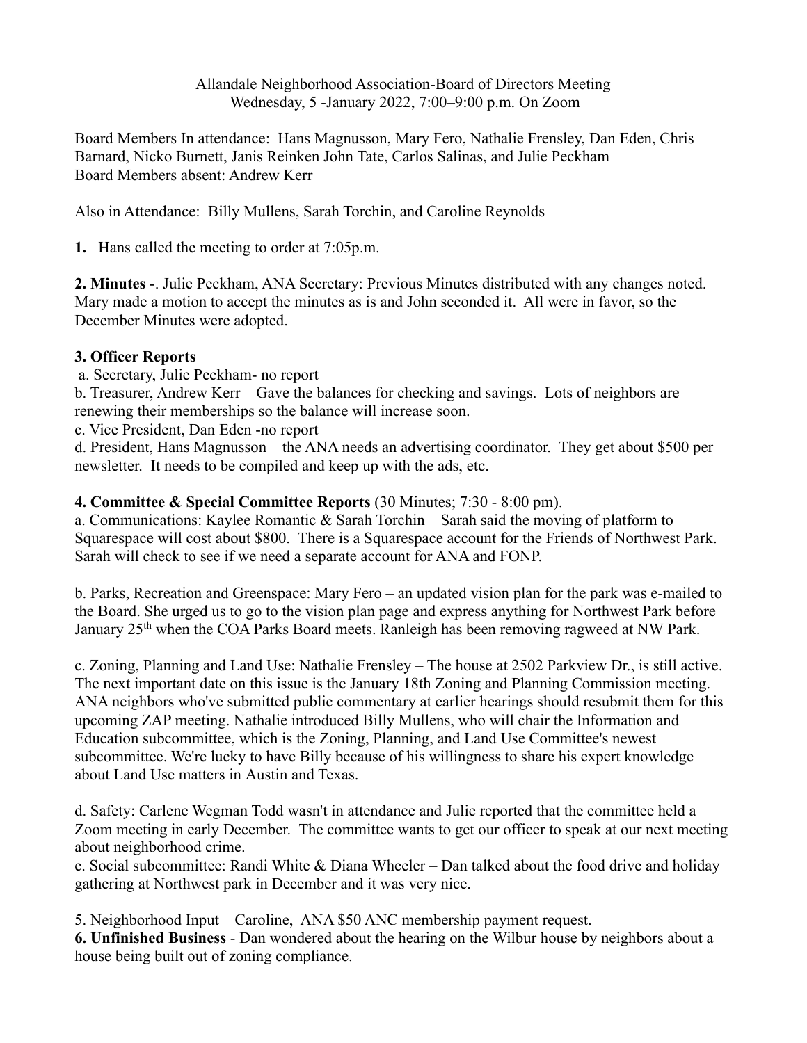Allandale Neighborhood Association-Board of Directors Meeting
Wednesday, 5 -January 2022, 7:00–9:00 p.m. On Zoom

Board Members In attendance: Hans Magnusson, Mary Fero, Nathalie Frensley, Dan Eden, Chris Barnard, Nicko Burnett, Janis Reinken John Tate, Carlos Salinas, and Julie Peckham
Board Members absent: Andrew Kerr

Also in Attendance: Billy Mullens, Sarah Torchin, and Caroline Reynolds

**1.** Hans called the meeting to order at 7:05p.m.

**2. Minutes** -. Julie Peckham, ANA Secretary: Previous Minutes distributed with any changes noted. Mary made a motion to accept the minutes as is and John seconded it. All were in favor, so the December Minutes were adopted.

**3. Officer Reports**

a. Secretary, Julie Peckham- no report
b. Treasurer, Andrew Kerr – Gave the balances for checking and savings. Lots of neighbors are renewing their memberships so the balance will increase soon.
c. Vice President, Dan Eden -no report
d. President, Hans Magnusson – the ANA needs an advertising coordinator. They get about $500 per newsletter. It needs to be compiled and keep up with the ads, etc.

**4. Committee & Special Committee Reports** (30 Minutes; 7:30 - 8:00 pm).
a. Communications: Kaylee Romantic & Sarah Torchin – Sarah said the moving of platform to Squarespace will cost about $800. There is a Squarespace account for the Friends of Northwest Park. Sarah will check to see if we need a separate account for ANA and FONP.

b. Parks, Recreation and Greenspace: Mary Fero – an updated vision plan for the park was e-mailed to the Board. She urged us to go to the vision plan page and express anything for Northwest Park before January 25th when the COA Parks Board meets. Ranleigh has been removing ragweed at NW Park.

c. Zoning, Planning and Land Use: Nathalie Frensley – The house at 2502 Parkview Dr., is still active. The next important date on this issue is the January 18th Zoning and Planning Commission meeting. ANA neighbors who've submitted public commentary at earlier hearings should resubmit them for this upcoming ZAP meeting. Nathalie introduced Billy Mullens, who will chair the Information and Education subcommittee, which is the Zoning, Planning, and Land Use Committee's newest subcommittee. We're lucky to have Billy because of his willingness to share his expert knowledge about Land Use matters in Austin and Texas.

d. Safety: Carlene Wegman Todd wasn't in attendance and Julie reported that the committee held a Zoom meeting in early December. The committee wants to get our officer to speak at our next meeting about neighborhood crime.
e. Social subcommittee: Randi White & Diana Wheeler – Dan talked about the food drive and holiday gathering at Northwest park in December and it was very nice.

5. Neighborhood Input – Caroline, ANA $50 ANC membership payment request.
**6. Unfinished Business** - Dan wondered about the hearing on the Wilbur house by neighbors about a house being built out of zoning compliance.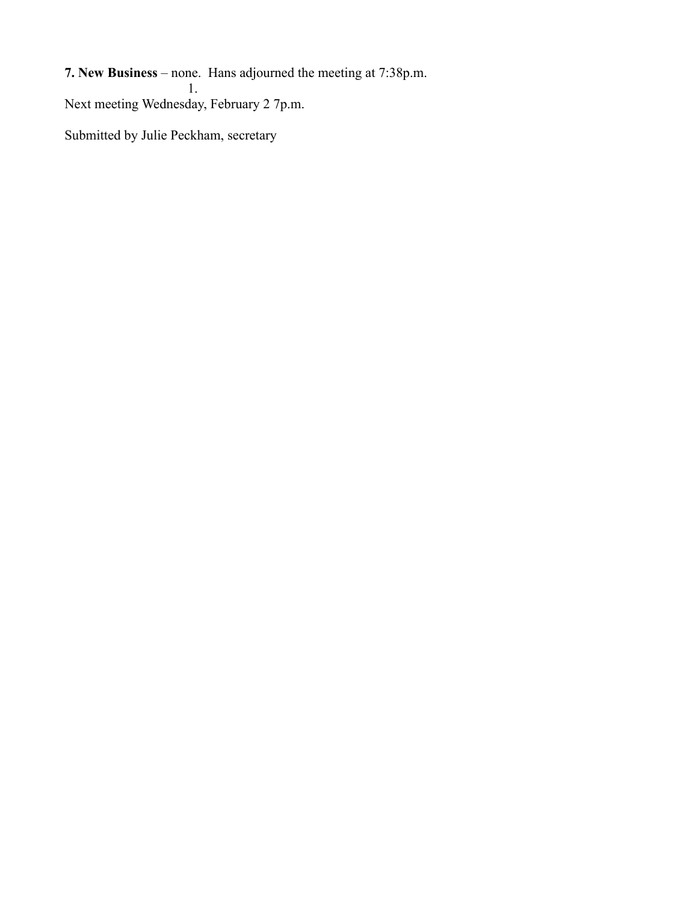**7. New Business** – none. Hans adjourned the meeting at 7:38p.m.

1.

Next meeting Wednesday, February 2 7p.m.

Submitted by Julie Peckham, secretary